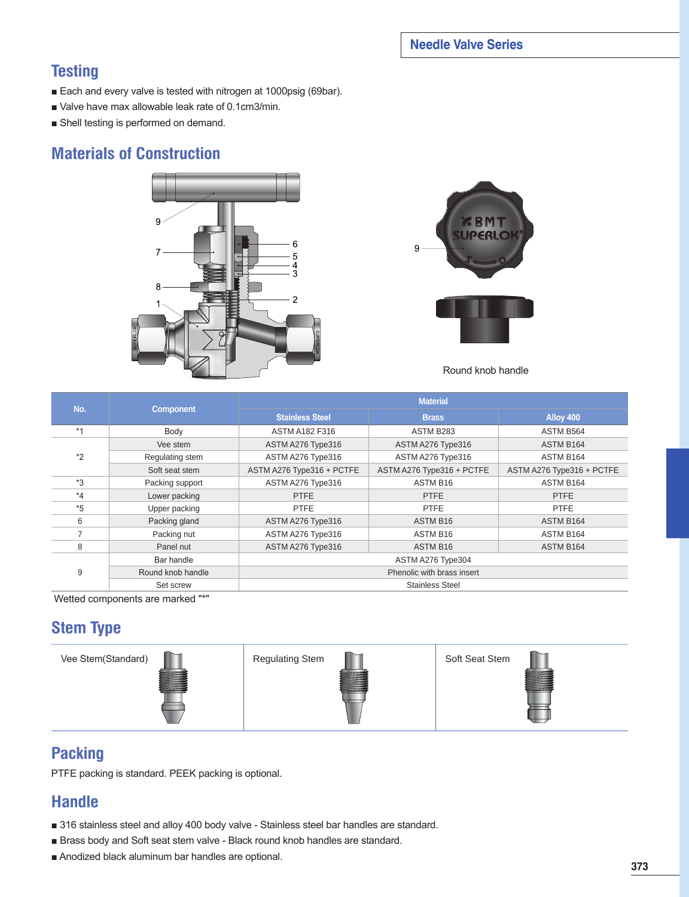## Testing

- Each and every valve is tested with nitrogen at 1000psig (69bar).
- Valve have max allowable leak rate of 0.1cm3/min.
- Shell testing is performed on demand.

## Materials of Construction

Round knob handle

| No. | Component | Material | | |
|---|---|---|---|---|
| | | Stainless Steel | Brass | Alloy 400 |
| *1 | Body | ASTM A182 F316 | ASTM B283 | ASTM B564 |
| *2 | Vee stem | ASTM A276 Type316 | ASTM A276 Type316 | ASTM B164 |
| | Regulating stem | ASTM A276 Type316 | ASTM A276 Type316 | ASTM B164 |
| | Soft seat stem | ASTM A276 Type316 + PCTFE | ASTM A276 Type316 + PCTFE | ASTM A276 Type316 + PCTFE |
| *3 | Packing support | ASTM A276 Type316 | ASTM B16 | ASTM B164 |
| *4 | Lower packing | PTFE | PTFE | PTFE |
| *5 | Upper packing | PTFE | PTFE | PTFE |
| 6 | Packing gland | ASTM A276 Type316 | ASTM B16 | ASTM B164 |
| 7 | Packing nut | ASTM A276 Type316 | ASTM B16 | ASTM B164 |
| 8 | Panel nut | ASTM A276 Type316 | ASTM B16 | ASTM B164 |
| 9 | Bar handle | ASTM A276 Type304 | | |
| | Round knob handle | Phenolic with brass insert | | |
| | Set screw | Stainless Steel | | |

Wetted components are marked "*"

## Stem Type

| Vee Stem(Standard) | Regulating Stem | Soft Seat Stem |
|---|---|---|

## Packing

PTFE packing is standard. PEEK packing is optional.

## Handle

- 316 stainless steel and alloy 400 body valve - Stainless steel bar handles are standard.
- Brass body and Soft seat stem valve - Black round knob handles are standard.
- Anodized black aluminum bar handles are optional.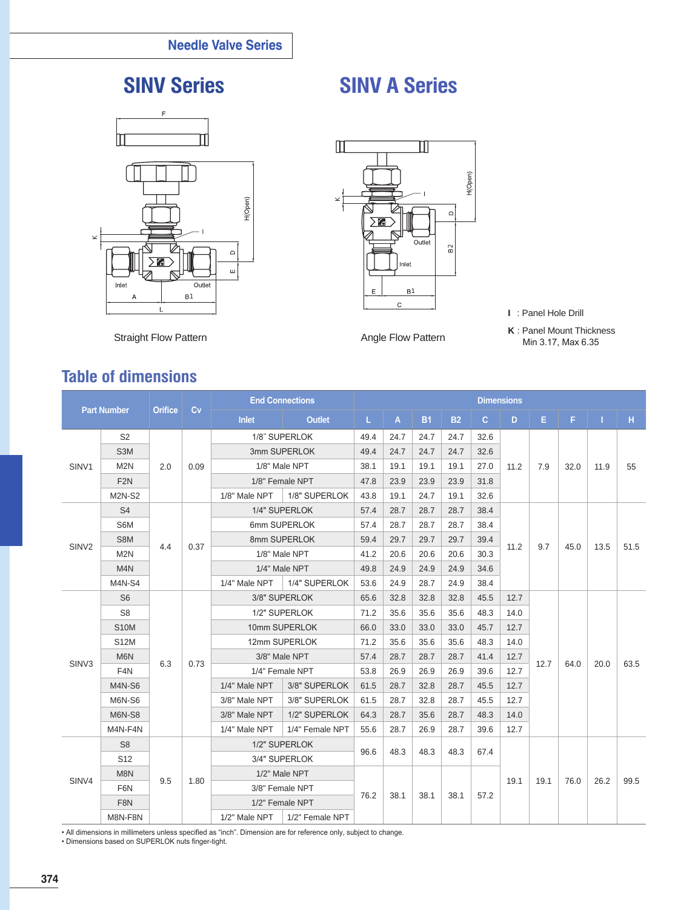Needle Valve Series

# SINV Series

# SINV A Series

Straight Flow Pattern

Angle Flow Pattern

**I** : Panel Hole Drill

**K** : Panel Mount Thickness
Min 3.17, Max 6.35

## Table of dimensions

| Part Number | | Orifice | Cv | End Connections | | Dimensions | | | | | | | | | |
|---|---|---|---|---|---|---|---|---|---|---|---|---|---|---|---|
| | | | | Inlet | Outlet | L | A | B1 | B2 | C | D | E | F | I | H |
| SINV1 | S2 | 2.0 | 0.09 | 1/8″ SUPERLOK | | 49.4 | 24.7 | 24.7 | 24.7 | 32.6 | 11.2 | 7.9 | 32.0 | 11.9 | 55 |
| | S3M | | | 3mm SUPERLOK | | 49.4 | 24.7 | 24.7 | 24.7 | 32.6 | | | | | |
| | M2N | | | 1/8" Male NPT | | 38.1 | 19.1 | 19.1 | 19.1 | 27.0 | | | | | |
| | F2N | | | 1/8" Female NPT | | 47.8 | 23.9 | 23.9 | 23.9 | 31.8 | | | | | |
| | M2N-S2 | | | 1/8" Male NPT | 1/8" SUPERLOK | 43.8 | 19.1 | 24.7 | 19.1 | 32.6 | | | | | |
| SINV2 | S4 | 4.4 | 0.37 | 1/4" SUPERLOK | | 57.4 | 28.7 | 28.7 | 28.7 | 38.4 | 11.2 | 9.7 | 45.0 | 13.5 | 51.5 |
| | S6M | | | 6mm SUPERLOK | | 57.4 | 28.7 | 28.7 | 28.7 | 38.4 | | | | | |
| | S8M | | | 8mm SUPERLOK | | 59.4 | 29.7 | 29.7 | 29.7 | 39.4 | | | | | |
| | M2N | | | 1/8" Male NPT | | 41.2 | 20.6 | 20.6 | 20.6 | 30.3 | | | | | |
| | M4N | | | 1/4" Male NPT | | 49.8 | 24.9 | 24.9 | 24.9 | 34.6 | | | | | |
| | M4N-S4 | | | 1/4" Male NPT | 1/4" SUPERLOK | 53.6 | 24.9 | 28.7 | 24.9 | 38.4 | | | | | |
| SINV3 | S6 | 6.3 | 0.73 | 3/8" SUPERLOK | | 65.6 | 32.8 | 32.8 | 32.8 | 45.5 | 12.7 | 12.7 | 64.0 | 20.0 | 63.5 |
| | S8 | | | 1/2" SUPERLOK | | 71.2 | 35.6 | 35.6 | 35.6 | 48.3 | 14.0 | | | | |
| | S10M | | | 10mm SUPERLOK | | 66.0 | 33.0 | 33.0 | 33.0 | 45.7 | 12.7 | | | | |
| | S12M | | | 12mm SUPERLOK | | 71.2 | 35.6 | 35.6 | 35.6 | 48.3 | 14.0 | | | | |
| | M6N | | | 3/8" Male NPT | | 57.4 | 28.7 | 28.7 | 28.7 | 41.4 | 12.7 | | | | |
| | F4N | | | 1/4" Female NPT | | 53.8 | 26.9 | 26.9 | 26.9 | 39.6 | 12.7 | | | | |
| | M4N-S6 | | | 1/4" Male NPT | 3/8" SUPERLOK | 61.5 | 28.7 | 32.8 | 28.7 | 45.5 | 12.7 | | | | |
| | M6N-S6 | | | 3/8" Male NPT | 3/8" SUPERLOK | 61.5 | 28.7 | 32.8 | 28.7 | 45.5 | 12.7 | | | | |
| | M6N-S8 | | | 3/8" Male NPT | 1/2" SUPERLOK | 64.3 | 28.7 | 35.6 | 28.7 | 48.3 | 14.0 | | | | |
| | M4N-F4N | | | 1/4" Male NPT | 1/4" Female NPT | 55.6 | 28.7 | 26.9 | 28.7 | 39.6 | 12.7 | | | | |
| SINV4 | S8 | 9.5 | 1.80 | 1/2" SUPERLOK | | 96.6 | 48.3 | 48.3 | 48.3 | 67.4 | 19.1 | 19.1 | 76.0 | 26.2 | 99.5 |
| | S12 | | | 3/4" SUPERLOK | | | | | | | | | | | |
| | M8N | | | 1/2" Male NPT | | 76.2 | 38.1 | 38.1 | 38.1 | 57.2 | | | | | |
| | F6N | | | 3/8" Female NPT | | | | | | | | | | | |
| | F8N | | | 1/2" Female NPT | | | | | | | | | | | |
| | M8N-F8N | | | 1/2" Male NPT | 1/2" Female NPT | | | | | | | | | | |

- All dimensions in millimeters unless specified as "inch". Dimension are for reference only, subject to change.
- Dimensions based on SUPERLOK nuts finger-tight.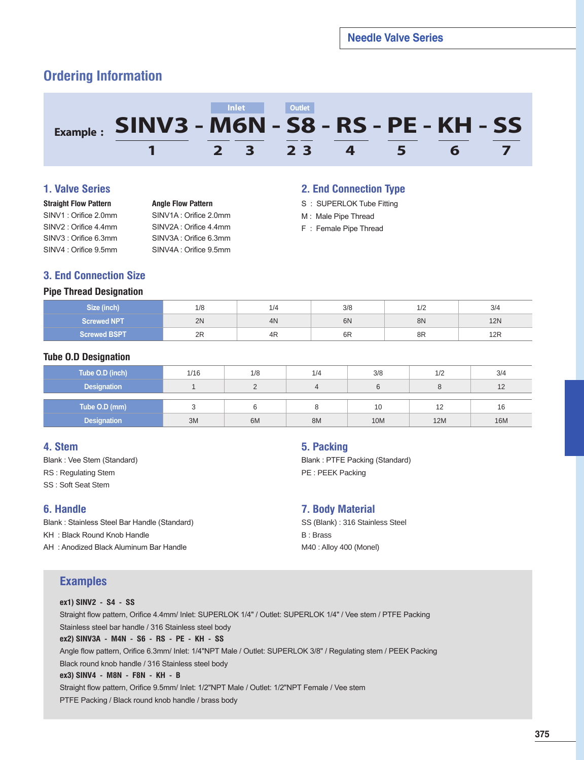# Ordering Information

**Example :** SINV3 - M6N - S8 - RS - PE - KH - SS

| SINV3 | - | M6N (Inlet) | - | S8 (Outlet) | - | RS | - | PE | - | KH | - | SS |
|---|---|---|---|---|---|---|---|---|---|---|---|---|
| 1 | | 2 3 | | 2 3 | | 4 | | 5 | | 6 | | 7 |

## 1. Valve Series

**Straight Flow Pattern**

SINV1 : Orifice 2.0mm
SINV2 : Orifice 4.4mm
SINV3 : Orifice 6.3mm
SINV4 : Orifice 9.5mm

**Angle Flow Pattern**

SINV1A : Orifice 2.0mm
SINV2A : Orifice 4.4mm
SINV3A : Orifice 6.3mm
SINV4A : Orifice 9.5mm

## 2. End Connection Type

S : SUPERLOK Tube Fitting
M : Male Pipe Thread
F : Female Pipe Thread

## 3. End Connection Size

### Pipe Thread Designation

| Size (inch) | 1/8 | 1/4 | 3/8 | 1/2 | 3/4 |
|---|---|---|---|---|---|
| Screwed NPT | 2N | 4N | 6N | 8N | 12N |
| Screwed BSPT | 2R | 4R | 6R | 8R | 12R |

### Tube O.D Designation

| Tube O.D (inch) | 1/16 | 1/8 | 1/4 | 3/8 | 1/2 | 3/4 |
|---|---|---|---|---|---|---|
| Designation | 1 | 2 | 4 | 6 | 8 | 12 |

| Tube O.D (mm) | 3 | 6 | 8 | 10 | 12 | 16 |
|---|---|---|---|---|---|---|
| Designation | 3M | 6M | 8M | 10M | 12M | 16M |

## 4. Stem

Blank : Vee Stem (Standard)
RS : Regulating Stem
SS : Soft Seat Stem

## 5. Packing

Blank : PTFE Packing (Standard)
PE : PEEK Packing

## 6. Handle

Blank : Stainless Steel Bar Handle (Standard)
KH : Black Round Knob Handle
AH : Anodized Black Aluminum Bar Handle

## 7. Body Material

SS (Blank) : 316 Stainless Steel
B : Brass
M40 : Alloy 400 (Monel)

## Examples

**ex1) SINV2 - S4 - SS**

Straight flow pattern, Orifice 4.4mm/ Inlet: SUPERLOK 1/4" / Outlet: SUPERLOK 1/4" / Vee stem / PTFE Packing
Stainless steel bar handle / 316 Stainless steel body

**ex2) SINV3A - M4N - S6 - RS - PE - KH - SS**

Angle flow pattern, Orifice 6.3mm/ Inlet: 1/4"NPT Male / Outlet: SUPERLOK 3/8" / Regulating stem / PEEK Packing
Black round knob handle / 316 Stainless steel body

**ex3) SINV4 - M8N - F8N - KH - B**

Straight flow pattern, Orifice 9.5mm/ Inlet: 1/2"NPT Male / Outlet: 1/2"NPT Female / Vee stem
PTFE Packing / Black round knob handle / brass body